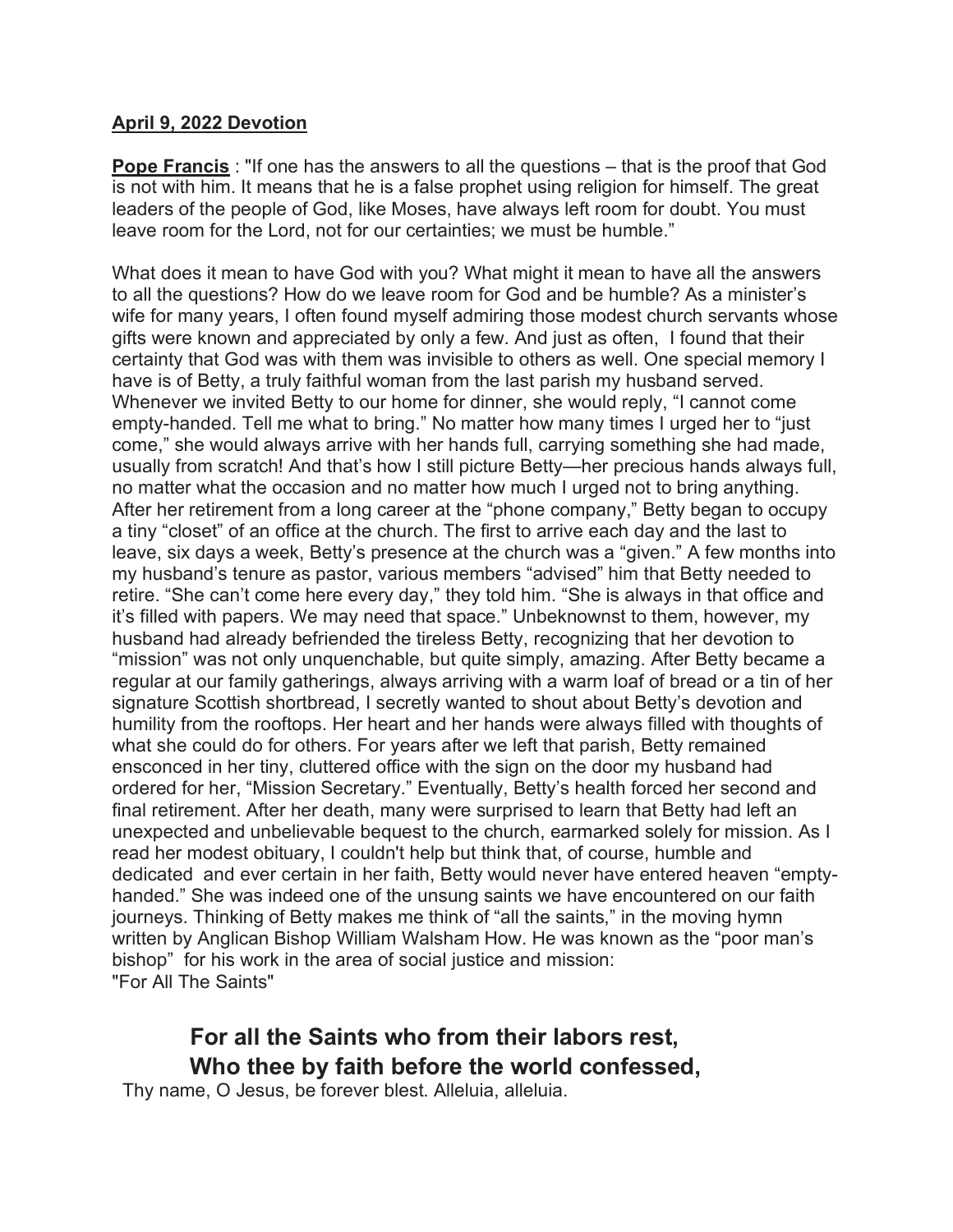**April 9, 2022 Devotion**

**Pope Francis** : "If one has the answers to all the questions – that is the proof that God is not with him. It means that he is a false prophet using religion for himself. The great leaders of the people of God, like Moses, have always left room for doubt. You must leave room for the Lord, not for our certainties; we must be humble."

What does it mean to have God with you? What might it mean to have all the answers to all the questions? How do we leave room for God and be humble? As a minister's wife for many years, I often found myself admiring those modest church servants whose gifts were known and appreciated by only a few. And just as often, I found that their certainty that God was with them was invisible to others as well. One special memory I have is of Betty, a truly faithful woman from the last parish my husband served. Whenever we invited Betty to our home for dinner, she would reply, "I cannot come empty-handed. Tell me what to bring." No matter how many times I urged her to "just come," she would always arrive with her hands full, carrying something she had made, usually from scratch! And that's how I still picture Betty—her precious hands always full, no matter what the occasion and no matter how much I urged not to bring anything. After her retirement from a long career at the "phone company," Betty began to occupy a tiny "closet" of an office at the church. The first to arrive each day and the last to leave, six days a week, Betty's presence at the church was a "given." A few months into my husband's tenure as pastor, various members "advised" him that Betty needed to retire. "She can't come here every day," they told him. "She is always in that office and it's filled with papers. We may need that space." Unbeknownst to them, however, my husband had already befriended the tireless Betty, recognizing that her devotion to "mission" was not only unquenchable, but quite simply, amazing. After Betty became a regular at our family gatherings, always arriving with a warm loaf of bread or a tin of her signature Scottish shortbread, I secretly wanted to shout about Betty's devotion and humility from the rooftops. Her heart and her hands were always filled with thoughts of what she could do for others. For years after we left that parish, Betty remained ensconced in her tiny, cluttered office with the sign on the door my husband had ordered for her, "Mission Secretary." Eventually, Betty's health forced her second and final retirement. After her death, many were surprised to learn that Betty had left an unexpected and unbelievable bequest to the church, earmarked solely for mission. As I read her modest obituary, I couldn't help but think that, of course, humble and dedicated and ever certain in her faith, Betty would never have entered heaven "empty-handed." She was indeed one of the unsung saints we have encountered on our faith journeys. Thinking of Betty makes me think of "all the saints," in the moving hymn written by Anglican Bishop William Walsham How. He was known as the "poor man's bishop" for his work in the area of social justice and mission:
"For All The Saints"

**For all the Saints who from their labors rest,**
**Who thee by faith before the world confessed,**
Thy name, O Jesus, be forever blest. Alleluia, alleluia.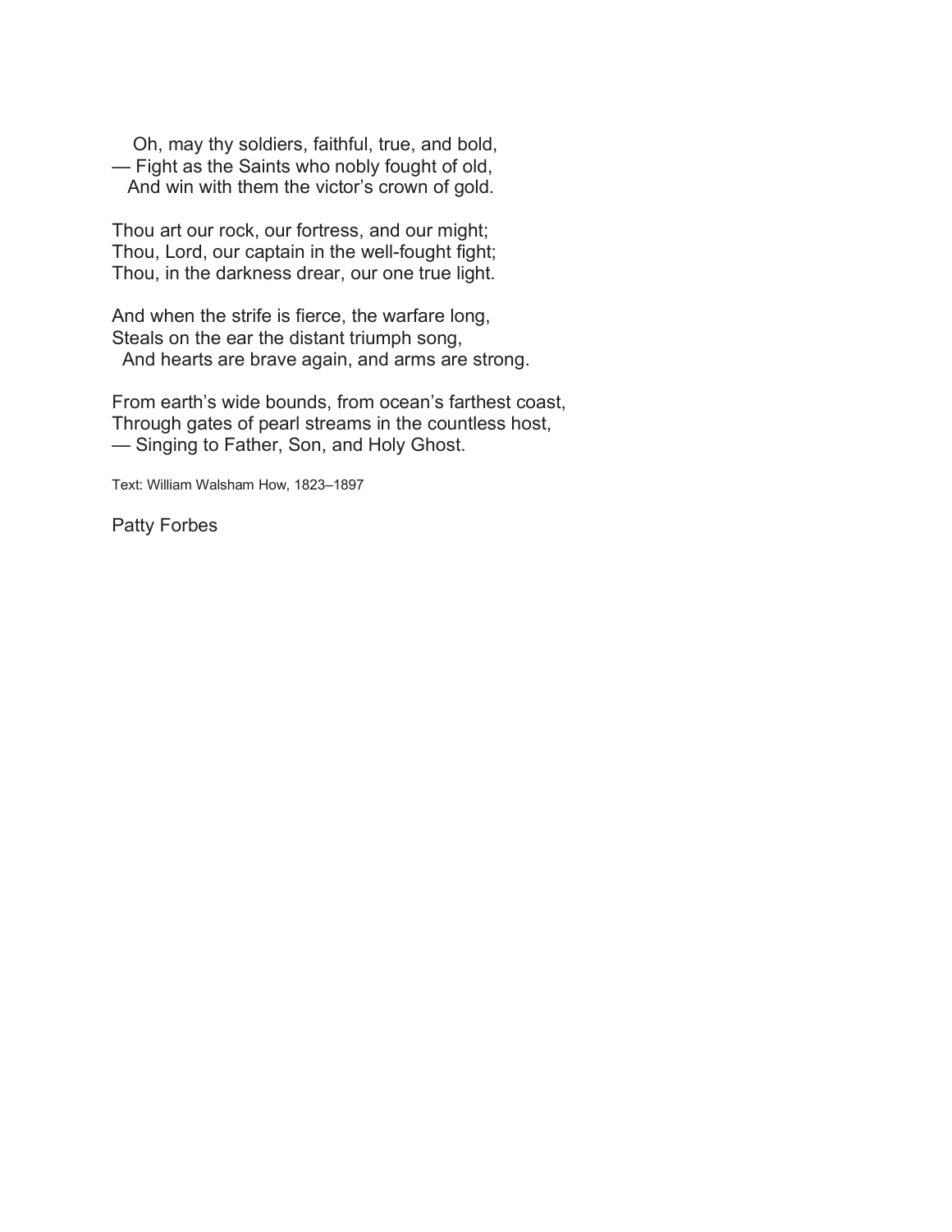Oh, may thy soldiers, faithful, true, and bold,  
— Fight as the Saints who nobly fought of old,  
And win with them the victor's crown of gold.

Thou art our rock, our fortress, and our might;  
Thou, Lord, our captain in the well-fought fight;  
Thou, in the darkness drear, our one true light.

And when the strife is fierce, the warfare long,  
Steals on the ear the distant triumph song,  
And hearts are brave again, and arms are strong.

From earth's wide bounds, from ocean's farthest coast,  
Through gates of pearl streams in the countless host,  
— Singing to Father, Son, and Holy Ghost.

Text: William Walsham How, 1823–1897

Patty Forbes